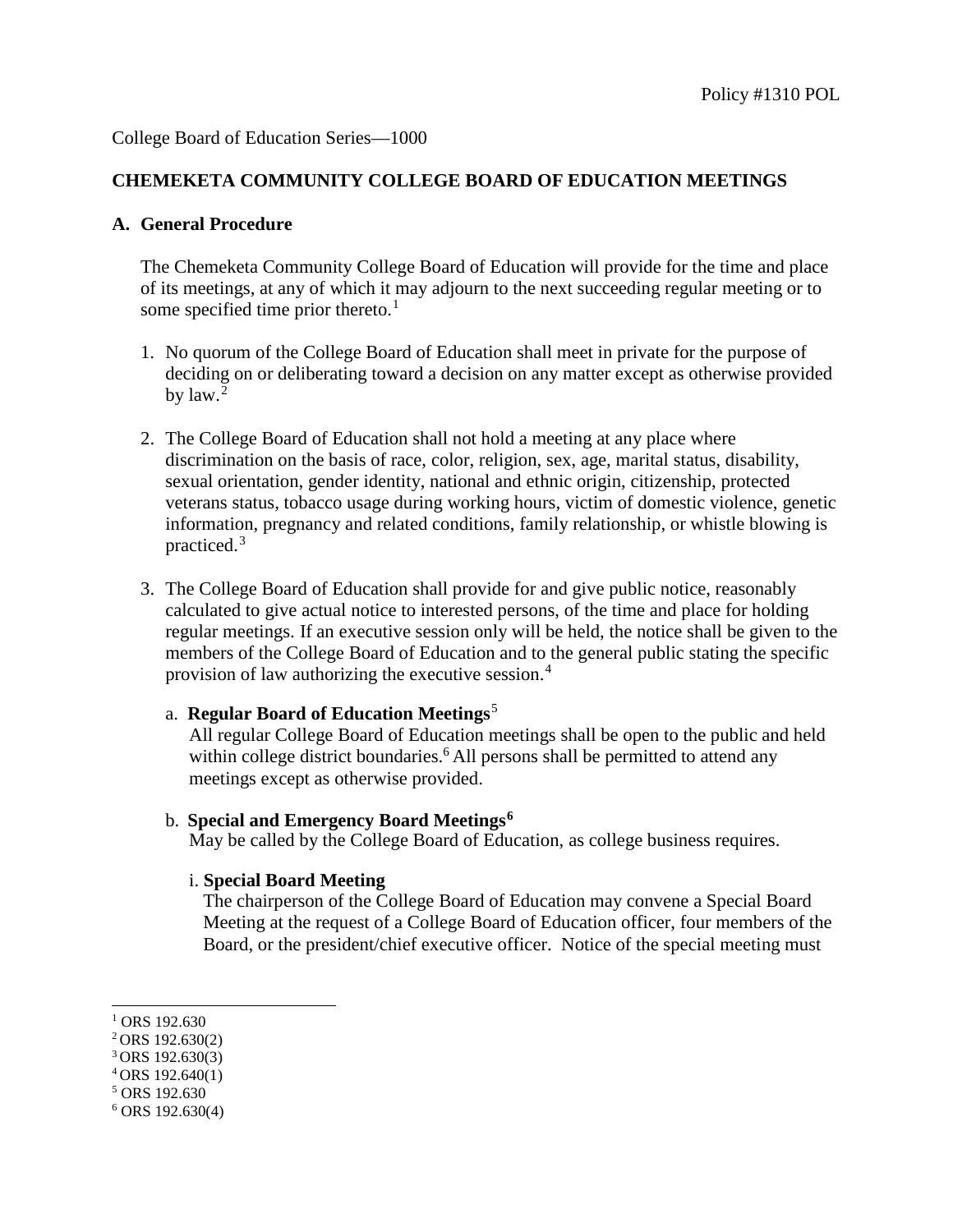Policy #1310 POL

College Board of Education Series—1000

**CHEMEKETA COMMUNITY COLLEGE BOARD OF EDUCATION MEETINGS**

**A. General Procedure**

The Chemeketa Community College Board of Education will provide for the time and place of its meetings, at any of which it may adjourn to the next succeeding regular meeting or to some specified time prior thereto.[1]

1. No quorum of the College Board of Education shall meet in private for the purpose of deciding on or deliberating toward a decision on any matter except as otherwise provided by law.[2]

2. The College Board of Education shall not hold a meeting at any place where discrimination on the basis of race, color, religion, sex, age, marital status, disability, sexual orientation, gender identity, national and ethnic origin, citizenship, protected veterans status, tobacco usage during working hours, victim of domestic violence, genetic information, pregnancy and related conditions, family relationship, or whistle blowing is practiced.[3]

3. The College Board of Education shall provide for and give public notice, reasonably calculated to give actual notice to interested persons, of the time and place for holding regular meetings. If an executive session only will be held, the notice shall be given to the members of the College Board of Education and to the general public stating the specific provision of law authorizing the executive session.[4]

   a. **Regular Board of Education Meetings**[5]
   All regular College Board of Education meetings shall be open to the public and held within college district boundaries.[6] All persons shall be permitted to attend any meetings except as otherwise provided.

   b. **Special and Emergency Board Meetings**[6]
   May be called by the College Board of Education, as college business requires.

   i. **Special Board Meeting**
   The chairperson of the College Board of Education may convene a Special Board Meeting at the request of a College Board of Education officer, four members of the Board, or the president/chief executive officer. Notice of the special meeting must

---

[1] ORS 192.630
[2] ORS 192.630(2)
[3] ORS 192.630(3)
[4] ORS 192.640(1)
[5] ORS 192.630
[6] ORS 192.630(4)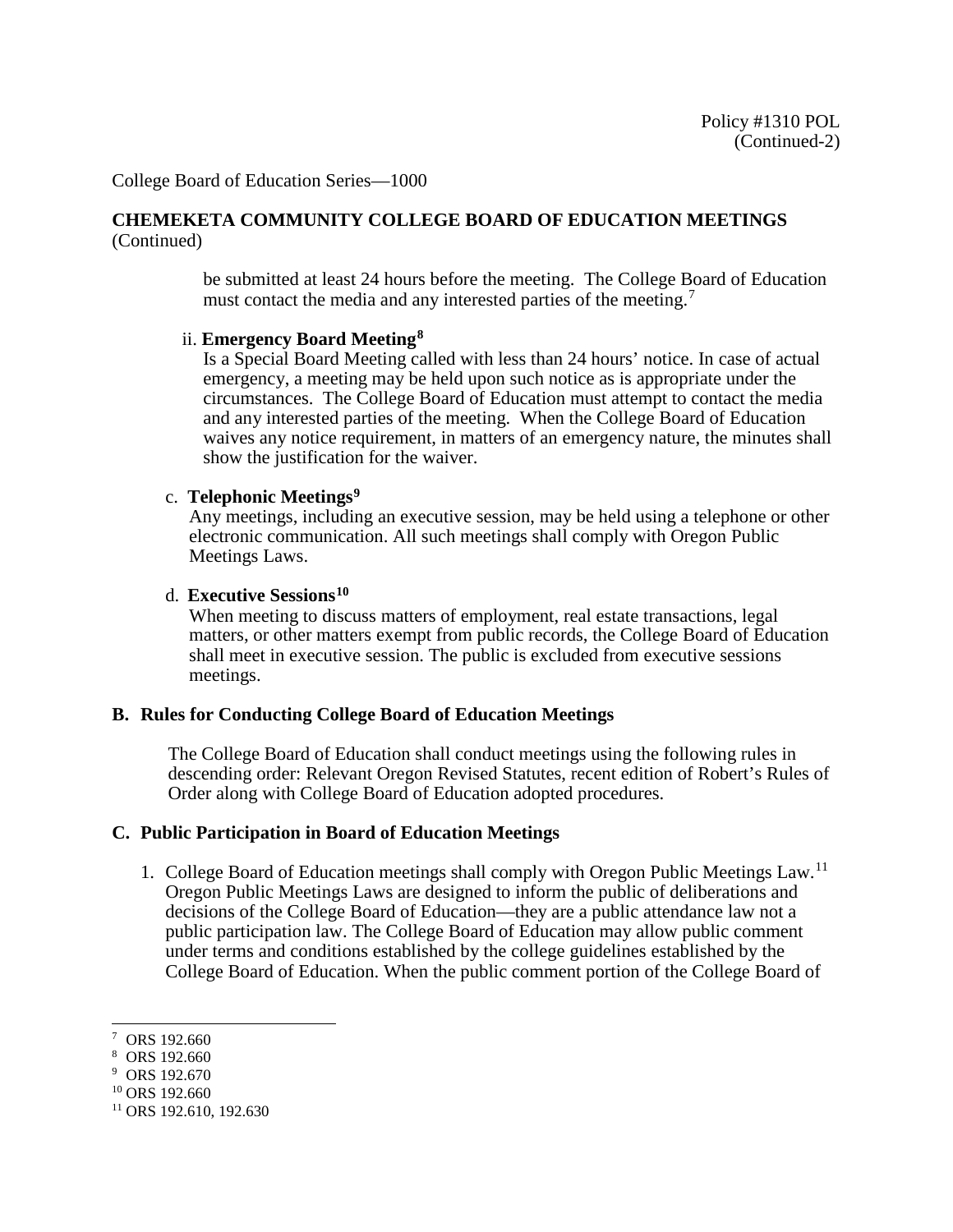College Board of Education Series—1000

**CHEMEKETA COMMUNITY COLLEGE BOARD OF EDUCATION MEETINGS** (Continued)

be submitted at least 24 hours before the meeting. The College Board of Education must contact the media and any interested parties of the meeting.[7]

ii. **Emergency Board Meeting**[8]

Is a Special Board Meeting called with less than 24 hours' notice. In case of actual emergency, a meeting may be held upon such notice as is appropriate under the circumstances. The College Board of Education must attempt to contact the media and any interested parties of the meeting. When the College Board of Education waives any notice requirement, in matters of an emergency nature, the minutes shall show the justification for the waiver.

c. **Telephonic Meetings**[9]

Any meetings, including an executive session, may be held using a telephone or other electronic communication. All such meetings shall comply with Oregon Public Meetings Laws.

d. **Executive Sessions**[10]

When meeting to discuss matters of employment, real estate transactions, legal matters, or other matters exempt from public records, the College Board of Education shall meet in executive session. The public is excluded from executive sessions meetings.

**B. Rules for Conducting College Board of Education Meetings**

The College Board of Education shall conduct meetings using the following rules in descending order: Relevant Oregon Revised Statutes, recent edition of Robert's Rules of Order along with College Board of Education adopted procedures.

**C. Public Participation in Board of Education Meetings**

1. College Board of Education meetings shall comply with Oregon Public Meetings Law.[11] Oregon Public Meetings Laws are designed to inform the public of deliberations and decisions of the College Board of Education—they are a public attendance law not a public participation law. The College Board of Education may allow public comment under terms and conditions established by the college guidelines established by the College Board of Education. When the public comment portion of the College Board of

---

[7] ORS 192.660
[8] ORS 192.660
[9] ORS 192.670
[10] ORS 192.660
[11] ORS 192.610, 192.630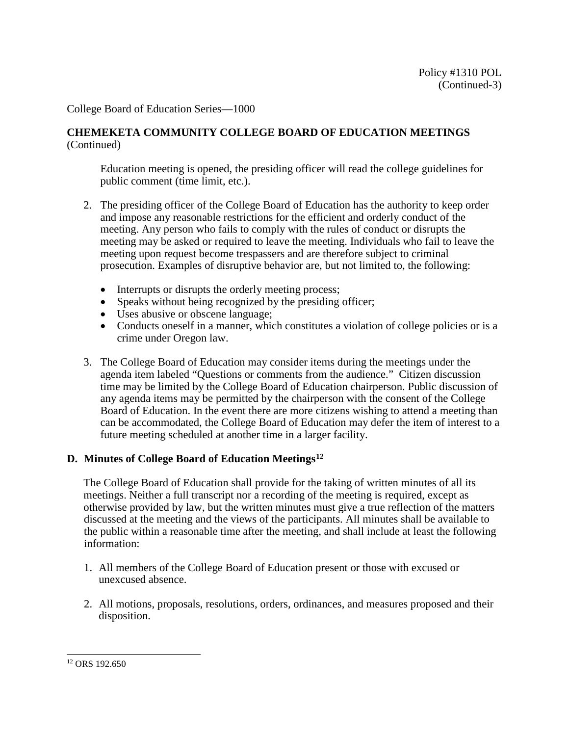College Board of Education Series—1000

**CHEMEKETA COMMUNITY COLLEGE BOARD OF EDUCATION MEETINGS** (Continued)

Education meeting is opened, the presiding officer will read the college guidelines for public comment (time limit, etc.).

2. The presiding officer of the College Board of Education has the authority to keep order and impose any reasonable restrictions for the efficient and orderly conduct of the meeting. Any person who fails to comply with the rules of conduct or disrupts the meeting may be asked or required to leave the meeting. Individuals who fail to leave the meeting upon request become trespassers and are therefore subject to criminal prosecution. Examples of disruptive behavior are, but not limited to, the following:

   - Interrupts or disrupts the orderly meeting process;
   - Speaks without being recognized by the presiding officer;
   - Uses abusive or obscene language;
   - Conducts oneself in a manner, which constitutes a violation of college policies or is a crime under Oregon law.

3. The College Board of Education may consider items during the meetings under the agenda item labeled "Questions or comments from the audience." Citizen discussion time may be limited by the College Board of Education chairperson. Public discussion of any agenda items may be permitted by the chairperson with the consent of the College Board of Education. In the event there are more citizens wishing to attend a meeting than can be accommodated, the College Board of Education may defer the item of interest to a future meeting scheduled at another time in a larger facility.

## D. Minutes of College Board of Education Meetings[12]

The College Board of Education shall provide for the taking of written minutes of all its meetings. Neither a full transcript nor a recording of the meeting is required, except as otherwise provided by law, but the written minutes must give a true reflection of the matters discussed at the meeting and the views of the participants. All minutes shall be available to the public within a reasonable time after the meeting, and shall include at least the following information:

1. All members of the College Board of Education present or those with excused or unexcused absence.

2. All motions, proposals, resolutions, orders, ordinances, and measures proposed and their disposition.

---

[12] ORS 192.650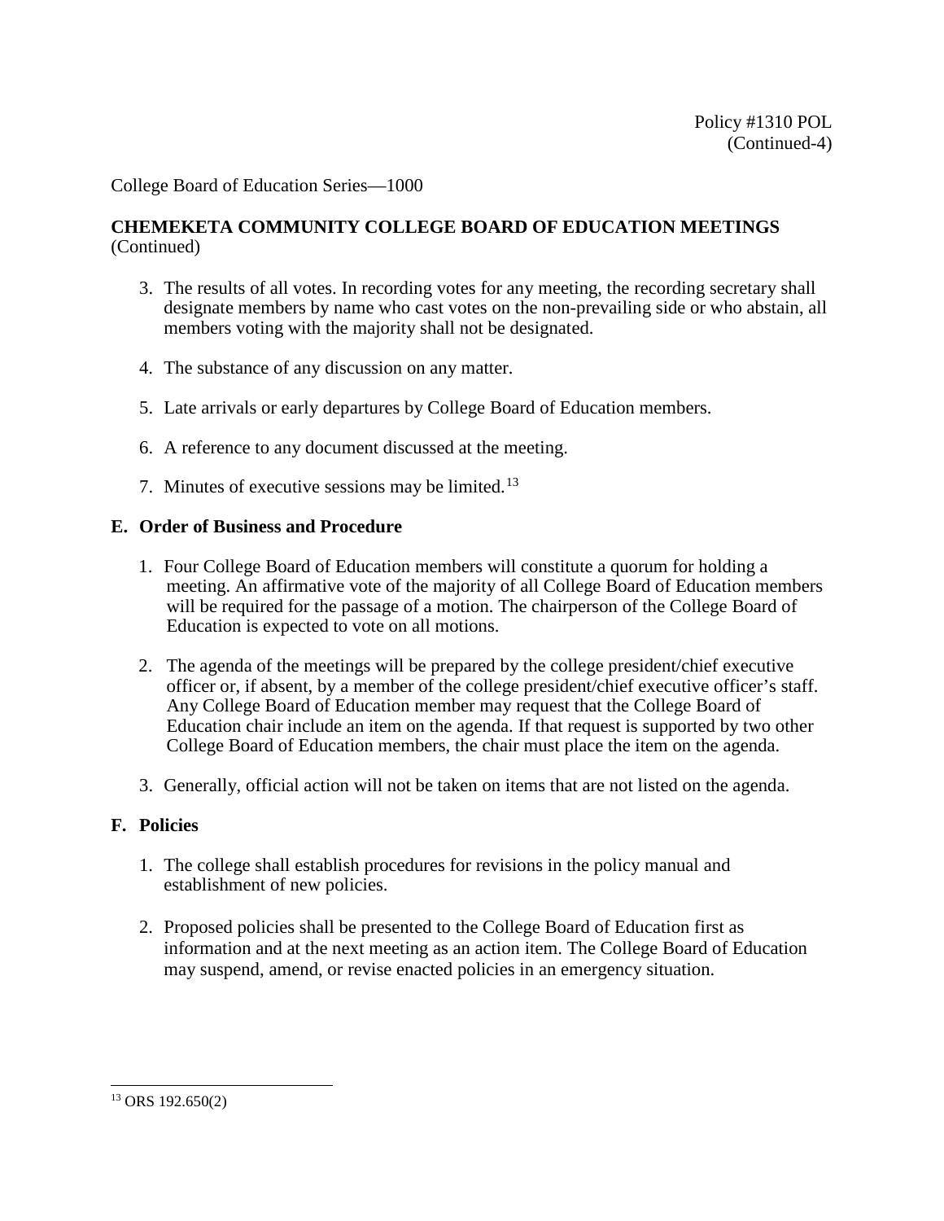College Board of Education Series—1000

**CHEMEKETA COMMUNITY COLLEGE BOARD OF EDUCATION MEETINGS** (Continued)

3. The results of all votes. In recording votes for any meeting, the recording secretary shall designate members by name who cast votes on the non-prevailing side or who abstain, all members voting with the majority shall not be designated.

4. The substance of any discussion on any matter.

5. Late arrivals or early departures by College Board of Education members.

6. A reference to any document discussed at the meeting.

7. Minutes of executive sessions may be limited.[13]

## E. Order of Business and Procedure

1. Four College Board of Education members will constitute a quorum for holding a meeting. An affirmative vote of the majority of all College Board of Education members will be required for the passage of a motion. The chairperson of the College Board of Education is expected to vote on all motions.

2. The agenda of the meetings will be prepared by the college president/chief executive officer or, if absent, by a member of the college president/chief executive officer's staff. Any College Board of Education member may request that the College Board of Education chair include an item on the agenda. If that request is supported by two other College Board of Education members, the chair must place the item on the agenda.

3. Generally, official action will not be taken on items that are not listed on the agenda.

## F. Policies

1. The college shall establish procedures for revisions in the policy manual and establishment of new policies.

2. Proposed policies shall be presented to the College Board of Education first as information and at the next meeting as an action item. The College Board of Education may suspend, amend, or revise enacted policies in an emergency situation.

---

[13] ORS 192.650(2)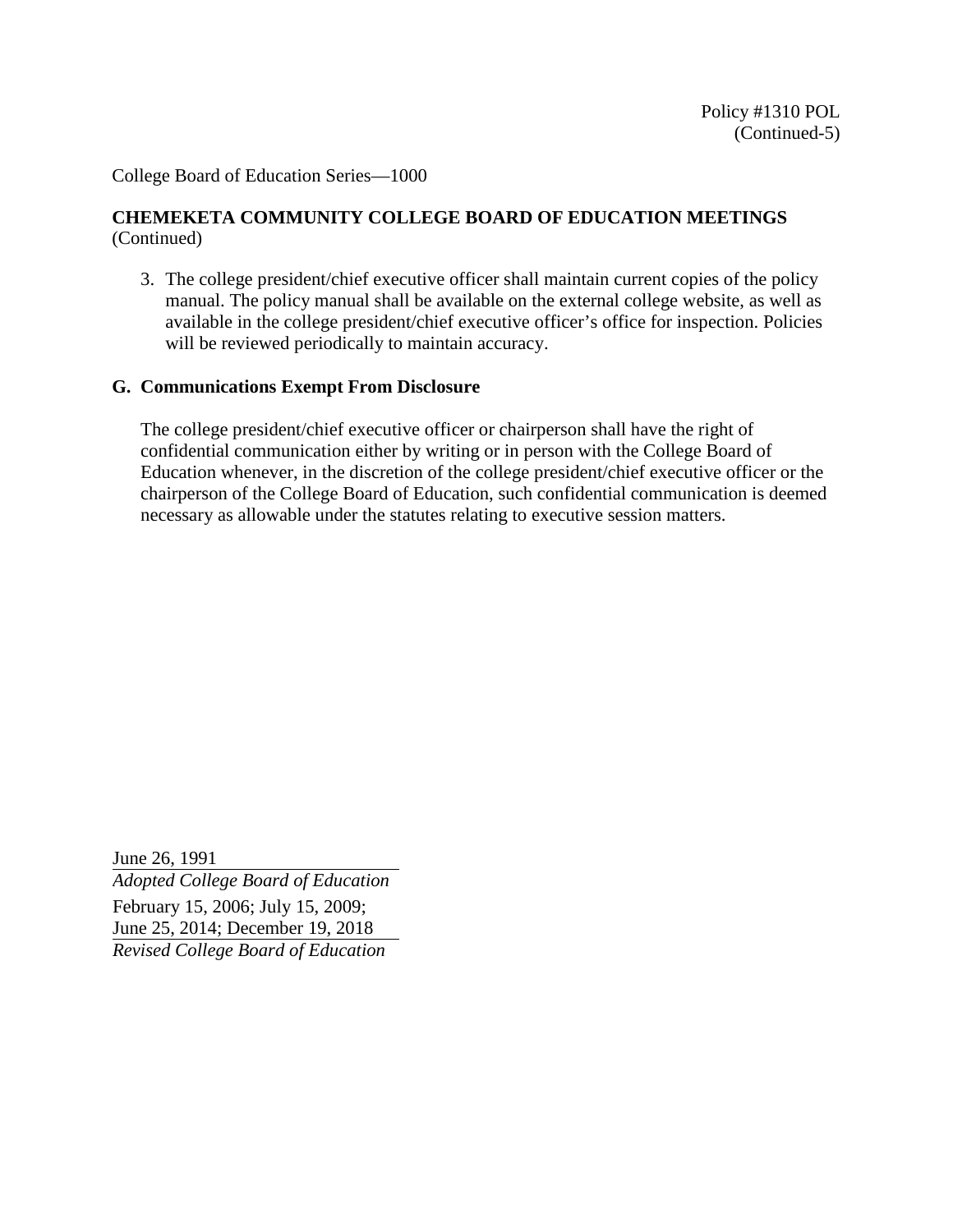College Board of Education Series—1000

**CHEMEKETA COMMUNITY COLLEGE BOARD OF EDUCATION MEETINGS**
(Continued)

3. The college president/chief executive officer shall maintain current copies of the policy manual. The policy manual shall be available on the external college website, as well as available in the college president/chief executive officer's office for inspection. Policies will be reviewed periodically to maintain accuracy.

**G. Communications Exempt From Disclosure**

The college president/chief executive officer or chairperson shall have the right of confidential communication either by writing or in person with the College Board of Education whenever, in the discretion of the college president/chief executive officer or the chairperson of the College Board of Education, such confidential communication is deemed necessary as allowable under the statutes relating to executive session matters.

June 26, 1991
*Adopted College Board of Education*

February 15, 2006; July 15, 2009;
June 25, 2014; December 19, 2018
*Revised College Board of Education*